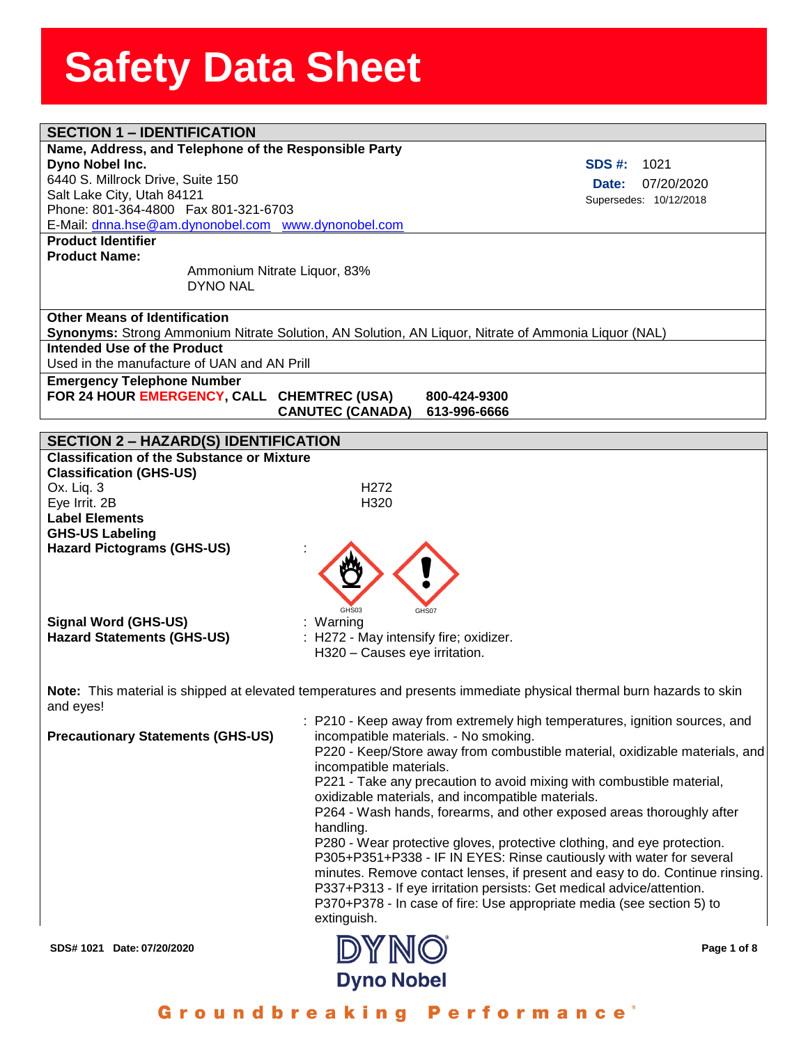# Safety Data Sheet

## SECTION 1 – IDENTIFICATION

**Name, Address, and Telephone of the Responsible Party**

**Dyno Nobel Inc.**
6440 S. Millrock Drive, Suite 150
Salt Lake City, Utah 84121
Phone: 801-364-4800 Fax 801-321-6703
E-Mail: dnna.hse@am.dynonobel.com www.dynonobel.com

**SDS #:** 1021
**Date:** 07/20/2020
Supersedes: 10/12/2018

**Product Identifier**

**Product Name:**

Ammonium Nitrate Liquor, 83%
DYNO NAL

**Other Means of Identification**

**Synonyms:** Strong Ammonium Nitrate Solution, AN Solution, AN Liquor, Nitrate of Ammonia Liquor (NAL)

**Intended Use of the Product**

Used in the manufacture of UAN and AN Prill

**Emergency Telephone Number**

**FOR 24 HOUR EMERGENCY, CALL CHEMTREC (USA) 800-424-9300**
**CANUTEC (CANADA) 613-996-6666**

## SECTION 2 – HAZARD(S) IDENTIFICATION

**Classification of the Substance or Mixture**

**Classification (GHS-US)**

| | |
|---|---|
| Ox. Liq. 3 | H272 |
| Eye Irrit. 2B | H320 |

**Label Elements**

**GHS-US Labeling**

**Hazard Pictograms (GHS-US)** : GHS03 GHS07

**Signal Word (GHS-US)** : Warning

**Hazard Statements (GHS-US)** : H272 - May intensify fire; oxidizer.
H320 – Causes eye irritation.

**Note:** This material is shipped at elevated temperatures and presents immediate physical thermal burn hazards to skin and eyes!

**Precautionary Statements (GHS-US)** : P210 - Keep away from extremely high temperatures, ignition sources, and incompatible materials. - No smoking.
P220 - Keep/Store away from combustible material, oxidizable materials, and incompatible materials.
P221 - Take any precaution to avoid mixing with combustible material, oxidizable materials, and incompatible materials.
P264 - Wash hands, forearms, and other exposed areas thoroughly after handling.
P280 - Wear protective gloves, protective clothing, and eye protection.
P305+P351+P338 - IF IN EYES: Rinse cautiously with water for several minutes. Remove contact lenses, if present and easy to do. Continue rinsing.
P337+P313 - If eye irritation persists: Get medical advice/attention.
P370+P378 - In case of fire: Use appropriate media (see section 5) to extinguish.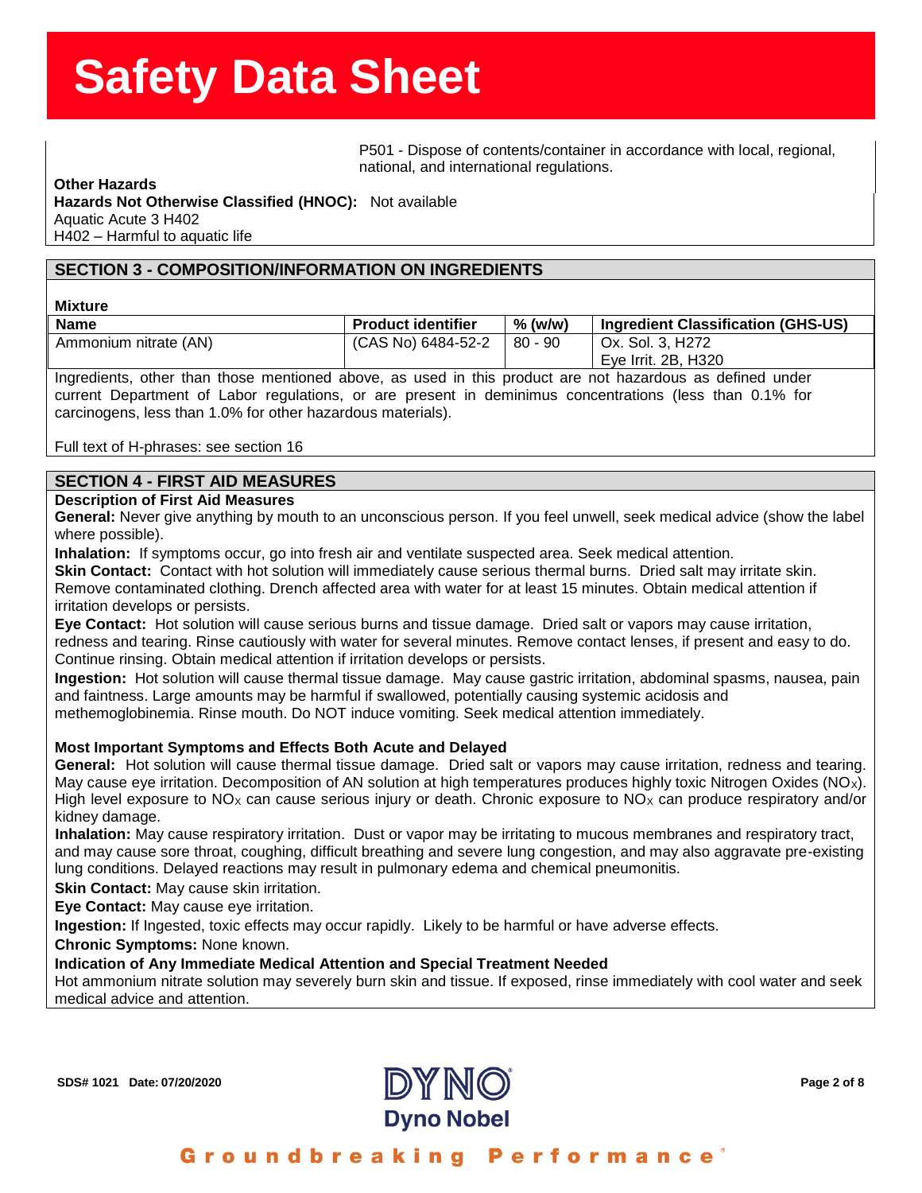P501 - Dispose of contents/container in accordance with local, regional, national, and international regulations.

**Other Hazards**

**Hazards Not Otherwise Classified (HNOC):** Not available

Aquatic Acute 3 H402

H402 – Harmful to aquatic life

## SECTION 3 - COMPOSITION/INFORMATION ON INGREDIENTS

**Mixture**

| Name | Product identifier | % (w/w) | Ingredient Classification (GHS-US) |
|---|---|---|---|
| Ammonium nitrate (AN) | (CAS No) 6484-52-2 | 80 - 90 | Ox. Sol. 3, H272<br>Eye Irrit. 2B, H320 |

Ingredients, other than those mentioned above, as used in this product are not hazardous as defined under current Department of Labor regulations, or are present in deminimus concentrations (less than 0.1% for carcinogens, less than 1.0% for other hazardous materials).

Full text of H-phrases: see section 16

## SECTION 4 - FIRST AID MEASURES

**Description of First Aid Measures**

**General:** Never give anything by mouth to an unconscious person. If you feel unwell, seek medical advice (show the label where possible).

**Inhalation:** If symptoms occur, go into fresh air and ventilate suspected area. Seek medical attention.

**Skin Contact:** Contact with hot solution will immediately cause serious thermal burns. Dried salt may irritate skin. Remove contaminated clothing. Drench affected area with water for at least 15 minutes. Obtain medical attention if irritation develops or persists.

**Eye Contact:** Hot solution will cause serious burns and tissue damage. Dried salt or vapors may cause irritation, redness and tearing. Rinse cautiously with water for several minutes. Remove contact lenses, if present and easy to do. Continue rinsing. Obtain medical attention if irritation develops or persists.

**Ingestion:** Hot solution will cause thermal tissue damage. May cause gastric irritation, abdominal spasms, nausea, pain and faintness. Large amounts may be harmful if swallowed, potentially causing systemic acidosis and methemoglobinemia. Rinse mouth. Do NOT induce vomiting. Seek medical attention immediately.

**Most Important Symptoms and Effects Both Acute and Delayed**

**General:** Hot solution will cause thermal tissue damage. Dried salt or vapors may cause irritation, redness and tearing. May cause eye irritation. Decomposition of AN solution at high temperatures produces highly toxic Nitrogen Oxides ($NO_X$). High level exposure to $NO_X$ can cause serious injury or death. Chronic exposure to $NO_X$ can produce respiratory and/or kidney damage.

**Inhalation:** May cause respiratory irritation. Dust or vapor may be irritating to mucous membranes and respiratory tract, and may cause sore throat, coughing, difficult breathing and severe lung congestion, and may also aggravate pre-existing lung conditions. Delayed reactions may result in pulmonary edema and chemical pneumonitis.

**Skin Contact:** May cause skin irritation.

**Eye Contact:** May cause eye irritation.

**Ingestion:** If Ingested, toxic effects may occur rapidly. Likely to be harmful or have adverse effects.

**Chronic Symptoms:** None known.

**Indication of Any Immediate Medical Attention and Special Treatment Needed**

Hot ammonium nitrate solution may severely burn skin and tissue. If exposed, rinse immediately with cool water and seek medical advice and attention.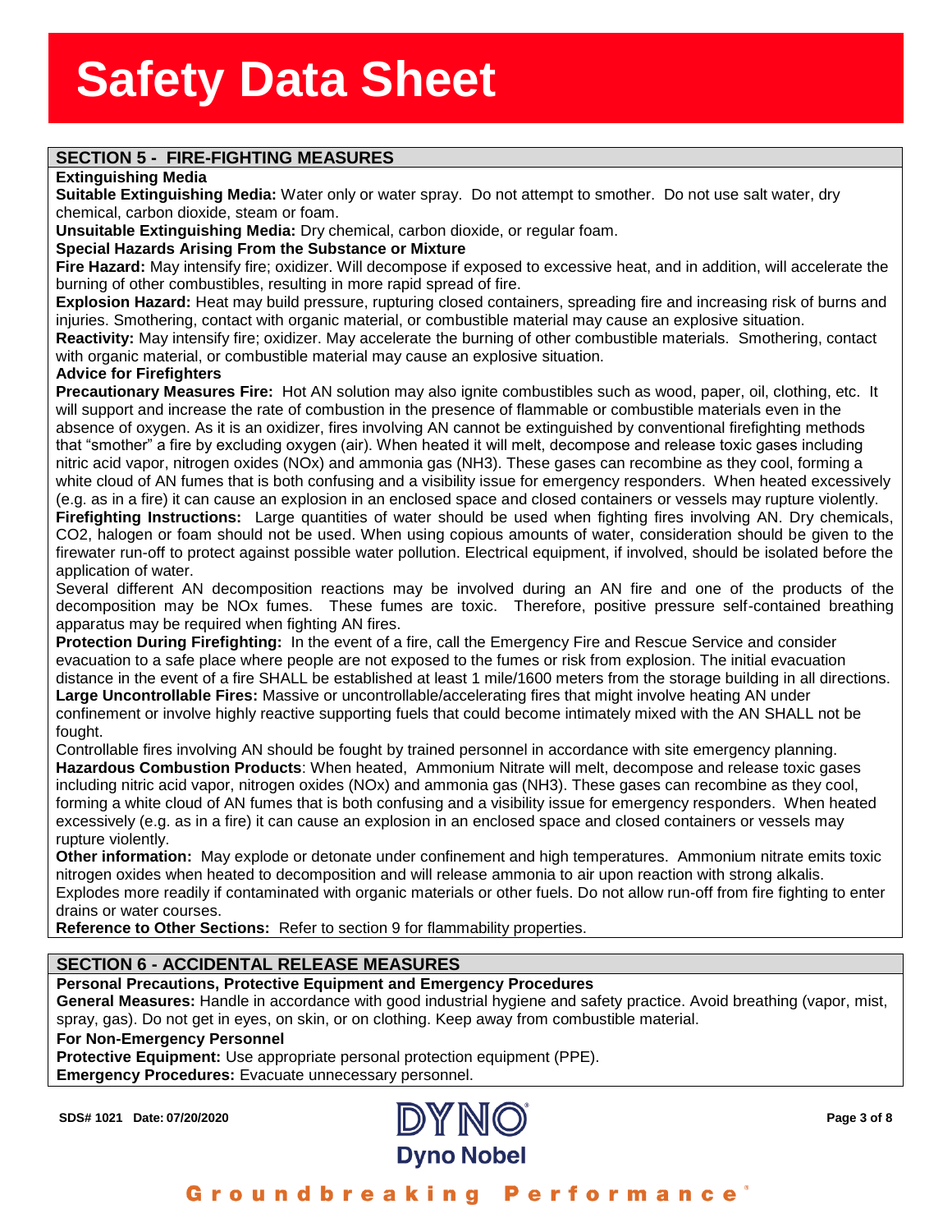## SECTION 5 - FIRE-FIGHTING MEASURES

**Extinguishing Media**

**Suitable Extinguishing Media:** Water only or water spray. Do not attempt to smother. Do not use salt water, dry chemical, carbon dioxide, steam or foam.

**Unsuitable Extinguishing Media:** Dry chemical, carbon dioxide, or regular foam.

**Special Hazards Arising From the Substance or Mixture**

**Fire Hazard:** May intensify fire; oxidizer. Will decompose if exposed to excessive heat, and in addition, will accelerate the burning of other combustibles, resulting in more rapid spread of fire.

**Explosion Hazard:** Heat may build pressure, rupturing closed containers, spreading fire and increasing risk of burns and injuries. Smothering, contact with organic material, or combustible material may cause an explosive situation.

**Reactivity:** May intensify fire; oxidizer. May accelerate the burning of other combustible materials. Smothering, contact with organic material, or combustible material may cause an explosive situation.

**Advice for Firefighters**

**Precautionary Measures Fire:** Hot AN solution may also ignite combustibles such as wood, paper, oil, clothing, etc. It will support and increase the rate of combustion in the presence of flammable or combustible materials even in the absence of oxygen. As it is an oxidizer, fires involving AN cannot be extinguished by conventional firefighting methods that "smother" a fire by excluding oxygen (air). When heated it will melt, decompose and release toxic gases including nitric acid vapor, nitrogen oxides (NOx) and ammonia gas ($NH_3$). These gases can recombine as they cool, forming a white cloud of AN fumes that is both confusing and a visibility issue for emergency responders. When heated excessively (e.g. as in a fire) it can cause an explosion in an enclosed space and closed containers or vessels may rupture violently.

**Firefighting Instructions:** Large quantities of water should be used when fighting fires involving AN. Dry chemicals, $CO_2$, halogen or foam should not be used. When using copious amounts of water, consideration should be given to the firewater run-off to protect against possible water pollution. Electrical equipment, if involved, should be isolated before the application of water.

Several different AN decomposition reactions may be involved during an AN fire and one of the products of the decomposition may be NOx fumes. These fumes are toxic. Therefore, positive pressure self-contained breathing apparatus may be required when fighting AN fires.

**Protection During Firefighting:** In the event of a fire, call the Emergency Fire and Rescue Service and consider evacuation to a safe place where people are not exposed to the fumes or risk from explosion. The initial evacuation distance in the event of a fire SHALL be established at least 1 mile/1600 meters from the storage building in all directions.

**Large Uncontrollable Fires:** Massive or uncontrollable/accelerating fires that might involve heating AN under confinement or involve highly reactive supporting fuels that could become intimately mixed with the AN SHALL not be fought.

Controllable fires involving AN should be fought by trained personnel in accordance with site emergency planning.

**Hazardous Combustion Products**: When heated, Ammonium Nitrate will melt, decompose and release toxic gases including nitric acid vapor, nitrogen oxides (NOx) and ammonia gas ($NH_3$). These gases can recombine as they cool, forming a white cloud of AN fumes that is both confusing and a visibility issue for emergency responders. When heated excessively (e.g. as in a fire) it can cause an explosion in an enclosed space and closed containers or vessels may rupture violently.

**Other information:** May explode or detonate under confinement and high temperatures. Ammonium nitrate emits toxic nitrogen oxides when heated to decomposition and will release ammonia to air upon reaction with strong alkalis. Explodes more readily if contaminated with organic materials or other fuels. Do not allow run-off from fire fighting to enter drains or water courses.

**Reference to Other Sections:** Refer to section 9 for flammability properties.

## SECTION 6 - ACCIDENTAL RELEASE MEASURES

**Personal Precautions, Protective Equipment and Emergency Procedures**

**General Measures:** Handle in accordance with good industrial hygiene and safety practice. Avoid breathing (vapor, mist, spray, gas). Do not get in eyes, on skin, or on clothing. Keep away from combustible material.

**For Non-Emergency Personnel**

**Protective Equipment:** Use appropriate personal protection equipment (PPE).

**Emergency Procedures:** Evacuate unnecessary personnel.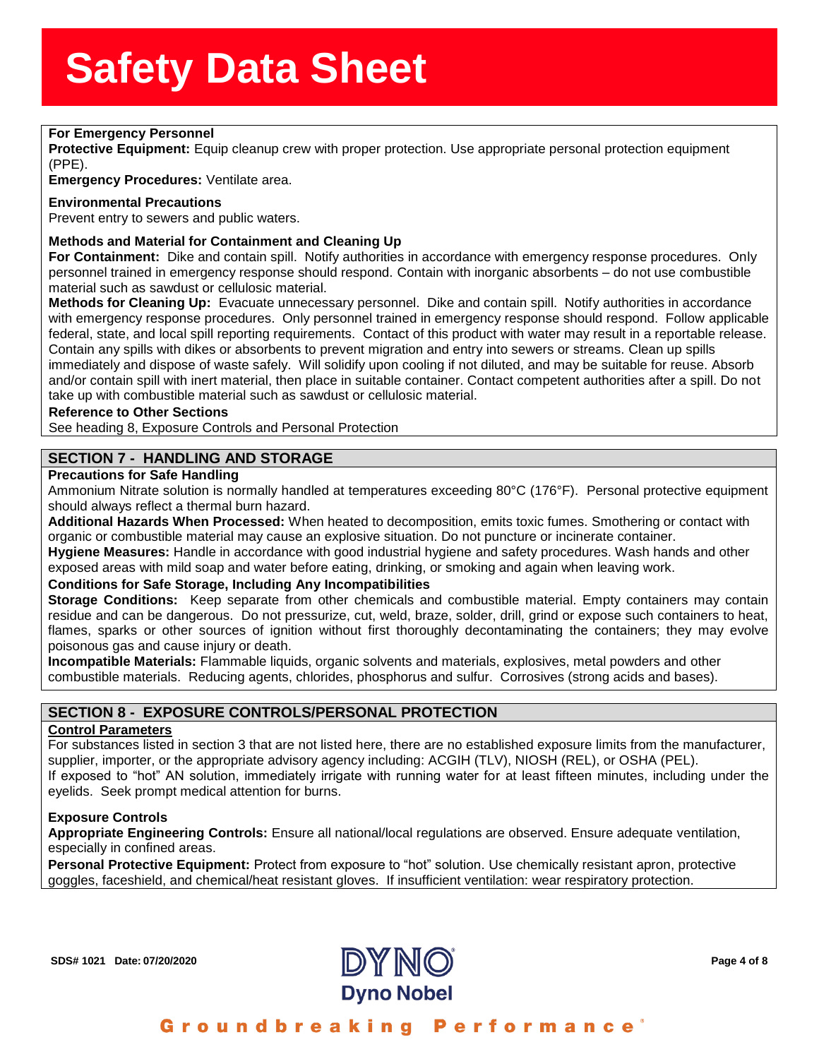**For Emergency Personnel**

**Protective Equipment:** Equip cleanup crew with proper protection. Use appropriate personal protection equipment (PPE).

**Emergency Procedures:** Ventilate area.

**Environmental Precautions**

Prevent entry to sewers and public waters.

**Methods and Material for Containment and Cleaning Up**

**For Containment:** Dike and contain spill. Notify authorities in accordance with emergency response procedures. Only personnel trained in emergency response should respond. Contain with inorganic absorbents – do not use combustible material such as sawdust or cellulosic material.

**Methods for Cleaning Up:** Evacuate unnecessary personnel. Dike and contain spill. Notify authorities in accordance with emergency response procedures. Only personnel trained in emergency response should respond. Follow applicable federal, state, and local spill reporting requirements. Contact of this product with water may result in a reportable release. Contain any spills with dikes or absorbents to prevent migration and entry into sewers or streams. Clean up spills immediately and dispose of waste safely. Will solidify upon cooling if not diluted, and may be suitable for reuse. Absorb and/or contain spill with inert material, then place in suitable container. Contact competent authorities after a spill. Do not take up with combustible material such as sawdust or cellulosic material.

**Reference to Other Sections**

See heading 8, Exposure Controls and Personal Protection

## SECTION 7 - HANDLING AND STORAGE

**Precautions for Safe Handling**

Ammonium Nitrate solution is normally handled at temperatures exceeding 80°C (176°F). Personal protective equipment should always reflect a thermal burn hazard.

**Additional Hazards When Processed:** When heated to decomposition, emits toxic fumes. Smothering or contact with organic or combustible material may cause an explosive situation. Do not puncture or incinerate container.

**Hygiene Measures:** Handle in accordance with good industrial hygiene and safety procedures. Wash hands and other exposed areas with mild soap and water before eating, drinking, or smoking and again when leaving work.

**Conditions for Safe Storage, Including Any Incompatibilities**

**Storage Conditions:** Keep separate from other chemicals and combustible material. Empty containers may contain residue and can be dangerous. Do not pressurize, cut, weld, braze, solder, drill, grind or expose such containers to heat, flames, sparks or other sources of ignition without first thoroughly decontaminating the containers; they may evolve poisonous gas and cause injury or death.

**Incompatible Materials:** Flammable liquids, organic solvents and materials, explosives, metal powders and other combustible materials. Reducing agents, chlorides, phosphorus and sulfur. Corrosives (strong acids and bases).

## SECTION 8 - EXPOSURE CONTROLS/PERSONAL PROTECTION

**Control Parameters**

For substances listed in section 3 that are not listed here, there are no established exposure limits from the manufacturer, supplier, importer, or the appropriate advisory agency including: ACGIH (TLV), NIOSH (REL), or OSHA (PEL).

If exposed to "hot" AN solution, immediately irrigate with running water for at least fifteen minutes, including under the eyelids. Seek prompt medical attention for burns.

**Exposure Controls**

**Appropriate Engineering Controls:** Ensure all national/local regulations are observed. Ensure adequate ventilation, especially in confined areas.

**Personal Protective Equipment:** Protect from exposure to "hot" solution. Use chemically resistant apron, protective goggles, faceshield, and chemical/heat resistant gloves. If insufficient ventilation: wear respiratory protection.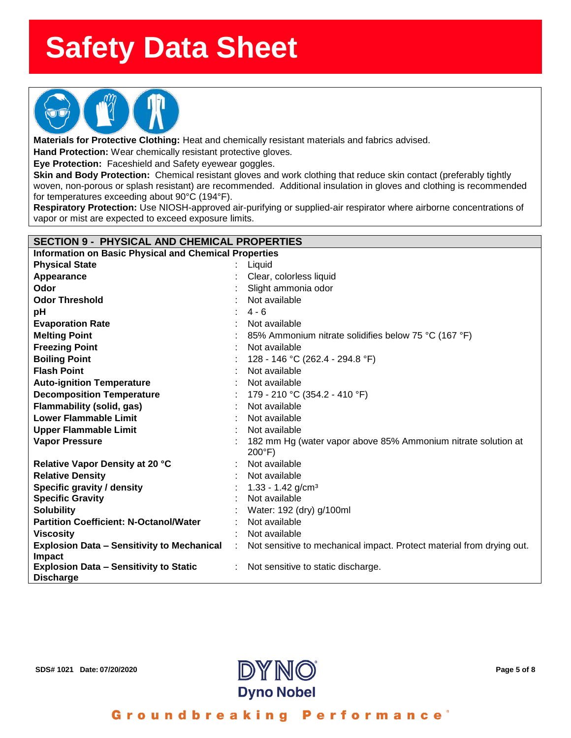# Safety Data Sheet

**Materials for Protective Clothing:** Heat and chemically resistant materials and fabrics advised.
**Hand Protection:** Wear chemically resistant protective gloves.
**Eye Protection:** Faceshield and Safety eyewear goggles.
**Skin and Body Protection:** Chemical resistant gloves and work clothing that reduce skin contact (preferably tightly woven, non-porous or splash resistant) are recommended. Additional insulation in gloves and clothing is recommended for temperatures exceeding about 90°C (194°F).
**Respiratory Protection:** Use NIOSH-approved air-purifying or supplied-air respirator where airborne concentrations of vapor or mist are expected to exceed exposure limits.

## SECTION 9 - PHYSICAL AND CHEMICAL PROPERTIES

**Information on Basic Physical and Chemical Properties**

| Property | Value |
|---|---|
| **Physical State** | Liquid |
| **Appearance** | Clear, colorless liquid |
| **Odor** | Slight ammonia odor |
| **Odor Threshold** | Not available |
| **pH** | 4 - 6 |
| **Evaporation Rate** | Not available |
| **Melting Point** | 85% Ammonium nitrate solidifies below 75 °C (167 °F) |
| **Freezing Point** | Not available |
| **Boiling Point** | 128 - 146 °C (262.4 - 294.8 °F) |
| **Flash Point** | Not available |
| **Auto-ignition Temperature** | Not available |
| **Decomposition Temperature** | 179 - 210 °C (354.2 - 410 °F) |
| **Flammability (solid, gas)** | Not available |
| **Lower Flammable Limit** | Not available |
| **Upper Flammable Limit** | Not available |
| **Vapor Pressure** | 182 mm Hg (water vapor above 85% Ammonium nitrate solution at 200°F) |
| **Relative Vapor Density at 20 °C** | Not available |
| **Relative Density** | Not available |
| **Specific gravity / density** | 1.33 - 1.42 g/cm³ |
| **Specific Gravity** | Not available |
| **Solubility** | Water: 192 (dry) g/100ml |
| **Partition Coefficient: N-Octanol/Water** | Not available |
| **Viscosity** | Not available |
| **Explosion Data – Sensitivity to Mechanical Impact** | Not sensitive to mechanical impact. Protect material from drying out. |
| **Explosion Data – Sensitivity to Static Discharge** | Not sensitive to static discharge. |

SDS# 1021 Date: 07/20/2020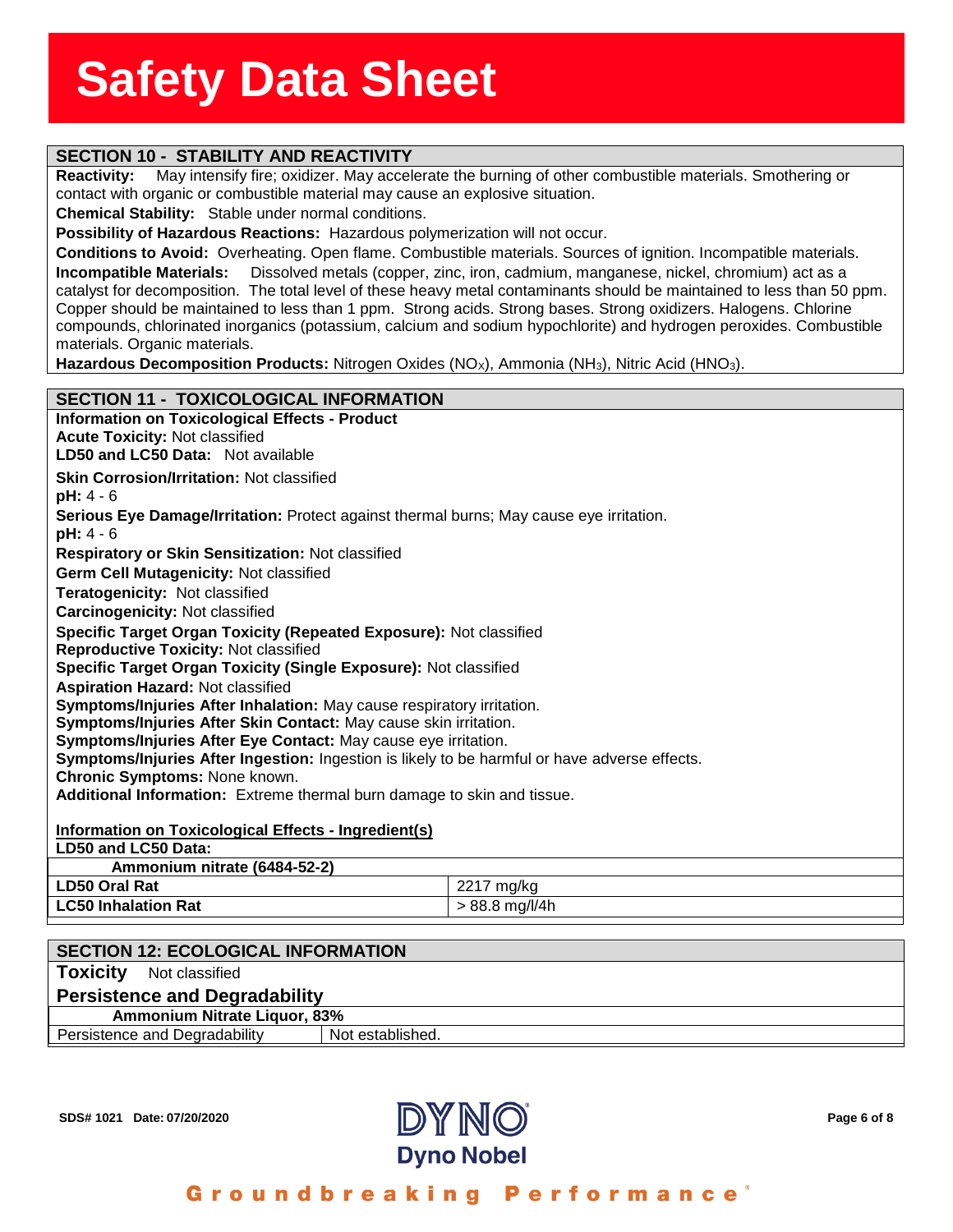## SECTION 10 - STABILITY AND REACTIVITY

**Reactivity:** May intensify fire; oxidizer. May accelerate the burning of other combustible materials. Smothering or contact with organic or combustible material may cause an explosive situation.

**Chemical Stability:** Stable under normal conditions.

**Possibility of Hazardous Reactions:** Hazardous polymerization will not occur.

**Conditions to Avoid:** Overheating. Open flame. Combustible materials. Sources of ignition. Incompatible materials.

**Incompatible Materials:** Dissolved metals (copper, zinc, iron, cadmium, manganese, nickel, chromium) act as a catalyst for decomposition. The total level of these heavy metal contaminants should be maintained to less than 50 ppm. Copper should be maintained to less than 1 ppm. Strong acids. Strong bases. Strong oxidizers. Halogens. Chlorine compounds, chlorinated inorganics (potassium, calcium and sodium hypochlorite) and hydrogen peroxides. Combustible materials. Organic materials.

**Hazardous Decomposition Products:** Nitrogen Oxides ($NO_X$), Ammonia ($NH_3$), Nitric Acid ($HNO_3$).

## SECTION 11 - TOXICOLOGICAL INFORMATION

**Information on Toxicological Effects - Product**

**Acute Toxicity:** Not classified

**LD50 and LC50 Data:** Not available

**Skin Corrosion/Irritation:** Not classified

**pH:** 4 - 6

**Serious Eye Damage/Irritation:** Protect against thermal burns; May cause eye irritation.

**pH:** 4 - 6

**Respiratory or Skin Sensitization:** Not classified

**Germ Cell Mutagenicity:** Not classified

**Teratogenicity:** Not classified

**Carcinogenicity:** Not classified

**Specific Target Organ Toxicity (Repeated Exposure):** Not classified

**Reproductive Toxicity:** Not classified

**Specific Target Organ Toxicity (Single Exposure):** Not classified

**Aspiration Hazard:** Not classified

**Symptoms/Injuries After Inhalation:** May cause respiratory irritation.

**Symptoms/Injuries After Skin Contact:** May cause skin irritation.

**Symptoms/Injuries After Eye Contact:** May cause eye irritation.

**Symptoms/Injuries After Ingestion:** Ingestion is likely to be harmful or have adverse effects.

**Chronic Symptoms:** None known.

**Additional Information:** Extreme thermal burn damage to skin and tissue.

**Information on Toxicological Effects - Ingredient(s)**

**LD50 and LC50 Data:**

| Ammonium nitrate (6484-52-2) | |
|---|---|
| **LD50 Oral Rat** | 2217 mg/kg |
| **LC50 Inhalation Rat** | > 88.8 mg/l/4h |

## SECTION 12: ECOLOGICAL INFORMATION

**Toxicity** Not classified

**Persistence and Degradability**

| Ammonium Nitrate Liquor, 83% | |
|---|---|
| Persistence and Degradability | Not established. |

SDS# 1021 Date: 07/20/2020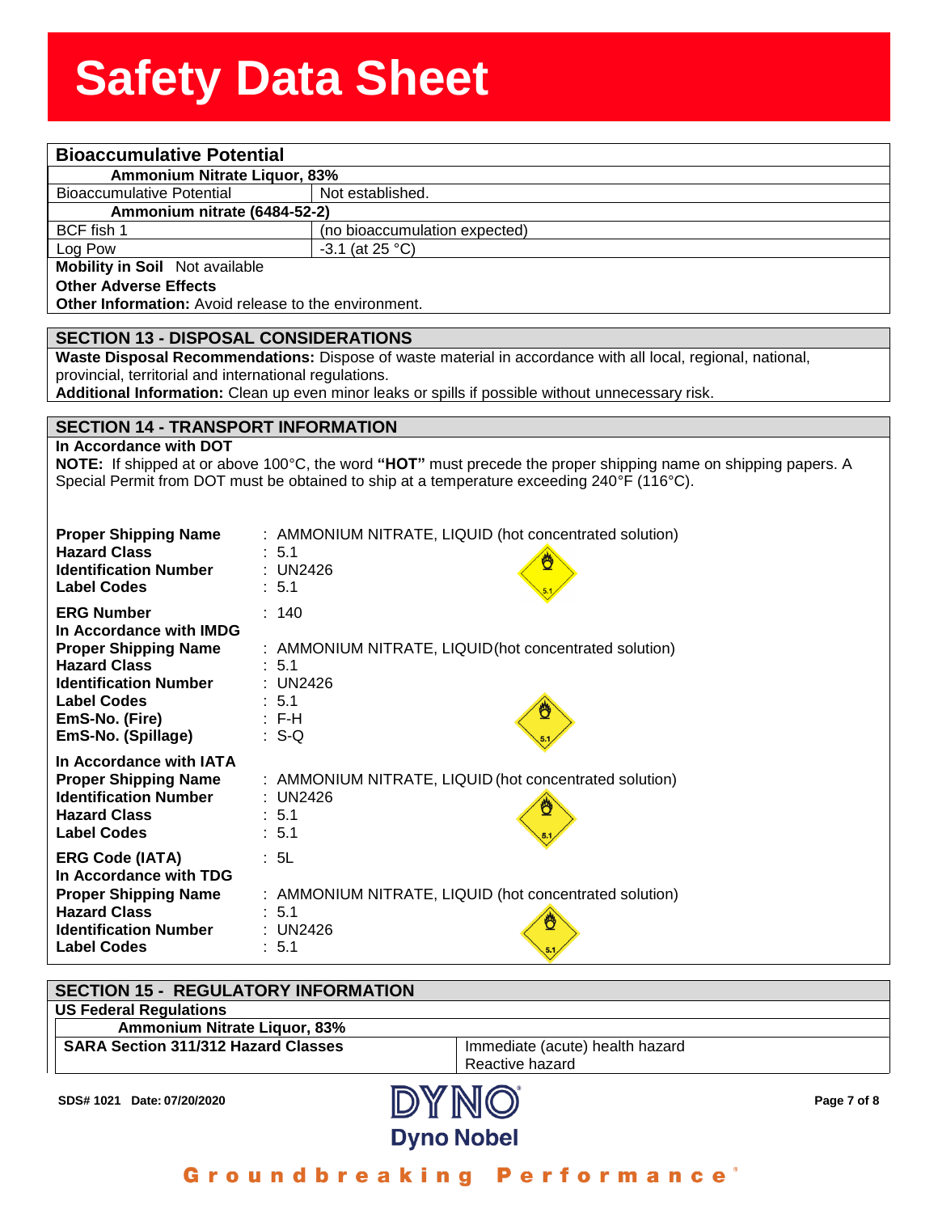## Bioaccumulative Potential

| Ammonium Nitrate Liquor, 83% | |
|---|---|
| Bioaccumulative Potential | Not established. |
| **Ammonium nitrate (6484-52-2)** | |
| BCF fish 1 | (no bioaccumulation expected) |
| Log Pow | -3.1 (at 25 °C) |

**Mobility in Soil** Not available

**Other Adverse Effects**

**Other Information:** Avoid release to the environment.

## SECTION 13 - DISPOSAL CONSIDERATIONS

**Waste Disposal Recommendations:** Dispose of waste material in accordance with all local, regional, national, provincial, territorial and international regulations.

**Additional Information:** Clean up even minor leaks or spills if possible without unnecessary risk.

## SECTION 14 - TRANSPORT INFORMATION

**In Accordance with DOT**

**NOTE:** If shipped at or above 100°C, the word **"HOT"** must precede the proper shipping name on shipping papers. A Special Permit from DOT must be obtained to ship at a temperature exceeding 240°F (116°C).

**Proper Shipping Name** : AMMONIUM NITRATE, LIQUID (hot concentrated solution)
**Hazard Class** : 5.1
**Identification Number** : UN2426
**Label Codes** : 5.1

**ERG Number** : 140

**In Accordance with IMDG**
**Proper Shipping Name** : AMMONIUM NITRATE, LIQUID(hot concentrated solution)
**Hazard Class** : 5.1
**Identification Number** : UN2426
**Label Codes** : 5.1
**EmS-No. (Fire)** : F-H
**EmS-No. (Spillage)** : S-Q

**In Accordance with IATA**
**Proper Shipping Name** : AMMONIUM NITRATE, LIQUID (hot concentrated solution)
**Identification Number** : UN2426
**Hazard Class** : 5.1
**Label Codes** : 5.1

**ERG Code (IATA)** : 5L

**In Accordance with TDG**
**Proper Shipping Name** : AMMONIUM NITRATE, LIQUID (hot concentrated solution)
**Hazard Class** : 5.1
**Identification Number** : UN2426
**Label Codes** : 5.1

## SECTION 15 - REGULATORY INFORMATION

**US Federal Regulations**

| Ammonium Nitrate Liquor, 83% | |
|---|---|
| **SARA Section 311/312 Hazard Classes** | Immediate (acute) health hazard<br>Reactive hazard |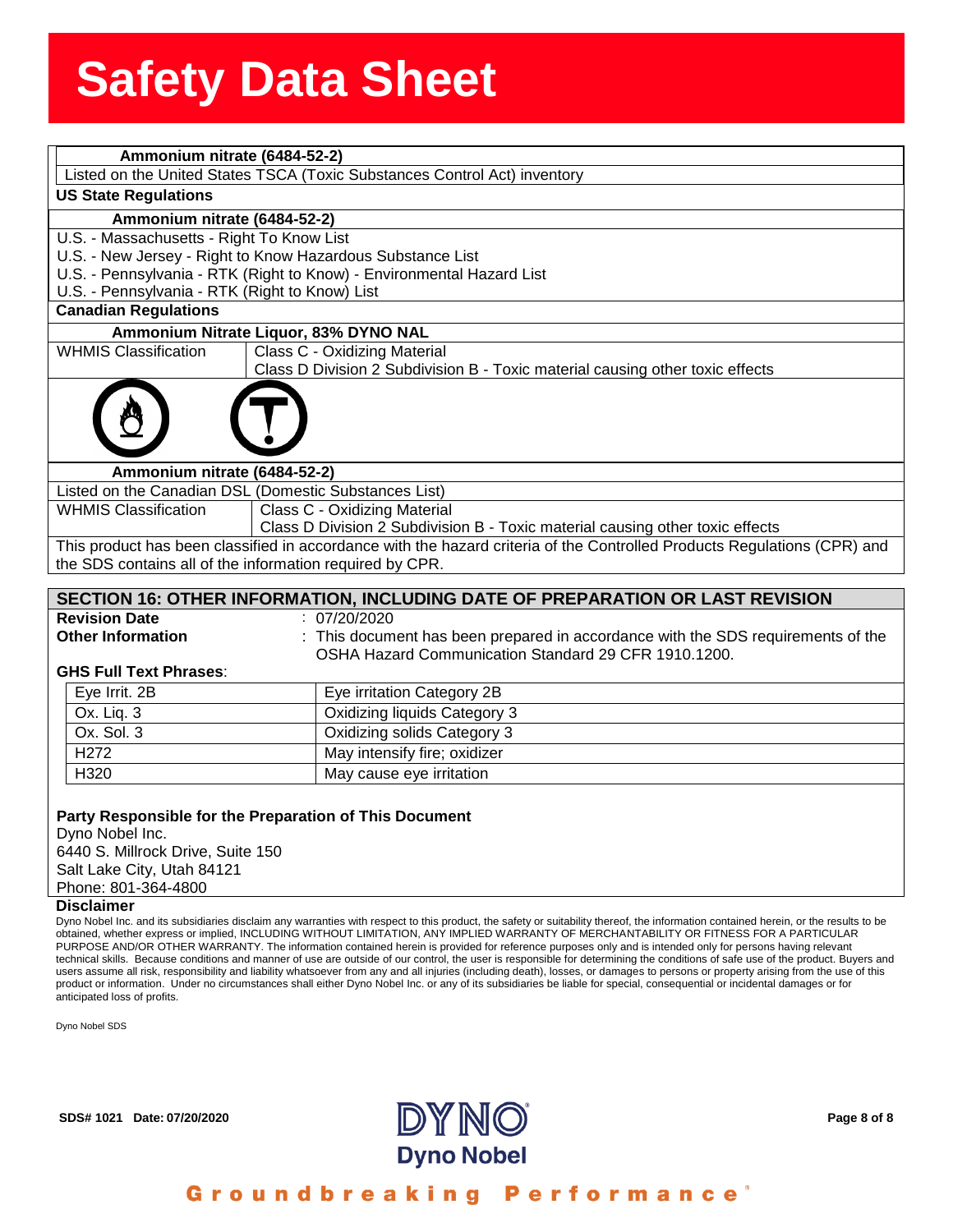| Ammonium nitrate (6484-52-2) |
| --- |
| Listed on the United States TSCA (Toxic Substances Control Act) inventory |

**US State Regulations**

| Ammonium nitrate (6484-52-2) |
| --- |
| U.S. - Massachusetts - Right To Know List<br>U.S. - New Jersey - Right to Know Hazardous Substance List<br>U.S. - Pennsylvania - RTK (Right to Know) - Environmental Hazard List<br>U.S. - Pennsylvania - RTK (Right to Know) List |

**Canadian Regulations**

| Ammonium Nitrate Liquor, 83% DYNO NAL | |
| --- | --- |
| WHMIS Classification | Class C - Oxidizing Material<br>Class D Division 2 Subdivision B - Toxic material causing other toxic effects |

| Ammonium nitrate (6484-52-2) | |
| --- | --- |
| Listed on the Canadian DSL (Domestic Substances List) | |
| WHMIS Classification | Class C - Oxidizing Material<br>Class D Division 2 Subdivision B - Toxic material causing other toxic effects |

This product has been classified in accordance with the hazard criteria of the Controlled Products Regulations (CPR) and the SDS contains all of the information required by CPR.

## SECTION 16: OTHER INFORMATION, INCLUDING DATE OF PREPARATION OR LAST REVISION

**Revision Date** : 07/20/2020

**Other Information** : This document has been prepared in accordance with the SDS requirements of the OSHA Hazard Communication Standard 29 CFR 1910.1200.

**GHS Full Text Phrases**:

| | |
| --- | --- |
| Eye Irrit. 2B | Eye irritation Category 2B |
| Ox. Liq. 3 | Oxidizing liquids Category 3 |
| Ox. Sol. 3 | Oxidizing solids Category 3 |
| H272 | May intensify fire; oxidizer |
| H320 | May cause eye irritation |

**Party Responsible for the Preparation of This Document**

Dyno Nobel Inc.
6440 S. Millrock Drive, Suite 150
Salt Lake City, Utah 84121
Phone: 801-364-4800

**Disclaimer**

Dyno Nobel Inc. and its subsidiaries disclaim any warranties with respect to this product, the safety or suitability thereof, the information contained herein, or the results to be obtained, whether express or implied, INCLUDING WITHOUT LIMITATION, ANY IMPLIED WARRANTY OF MERCHANTABILITY OR FITNESS FOR A PARTICULAR PURPOSE AND/OR OTHER WARRANTY. The information contained herein is provided for reference purposes only and is intended only for persons having relevant technical skills. Because conditions and manner of use are outside of our control, the user is responsible for determining the conditions of safe use of the product. Buyers and users assume all risk, responsibility and liability whatsoever from any and all injuries (including death), losses, or damages to persons or property arising from the use of this product or information. Under no circumstances shall either Dyno Nobel Inc. or any of its subsidiaries be liable for special, consequential or incidental damages or for anticipated loss of profits.

Dyno Nobel SDS

SDS# 1021 Date: 07/20/2020